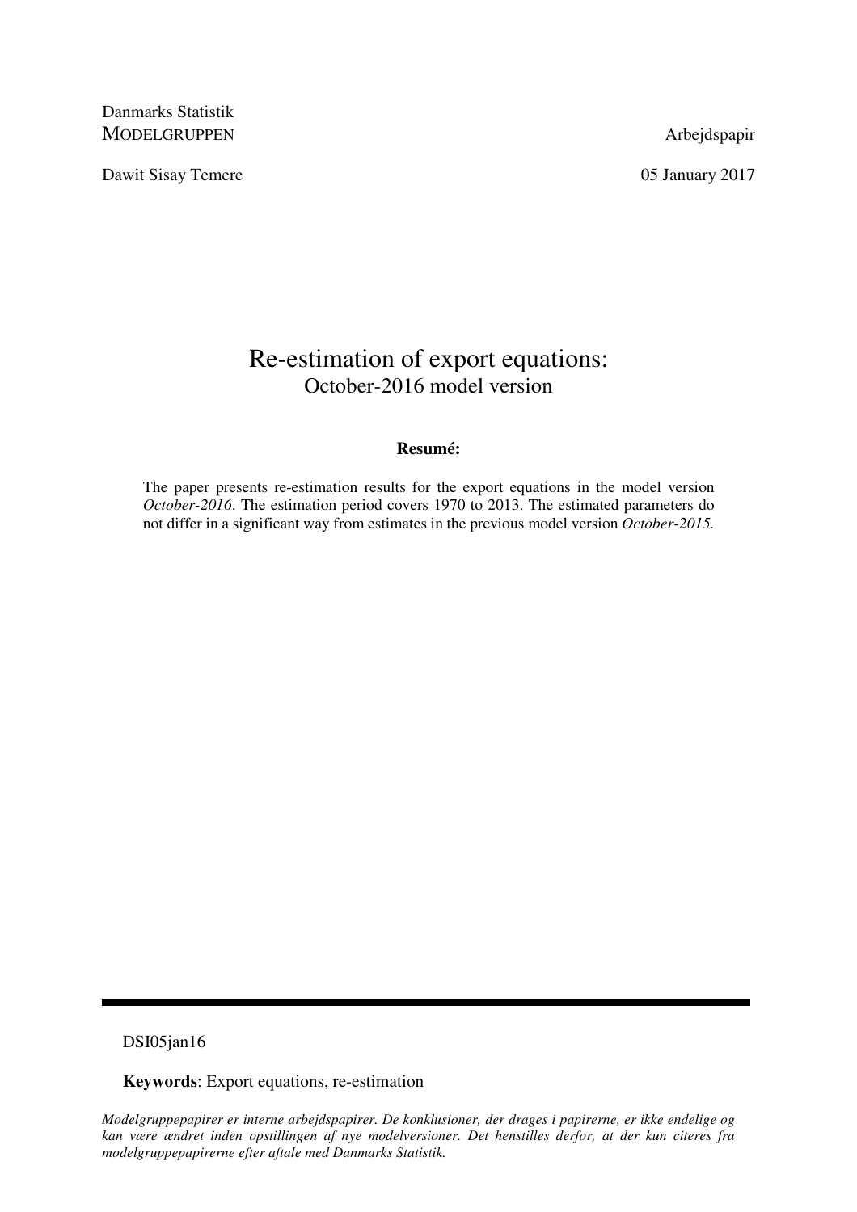Danmarks Statistik  
MODELGRUPPEN

Arbejdspapir

Dawit Sisay Temere

05 January 2017

# Re-estimation of export equations:

## October-2016 model version

**Resumé:**

The paper presents re-estimation results for the export equations in the model version *October-2016*. The estimation period covers 1970 to 2013. The estimated parameters do not differ in a significant way from estimates in the previous model version *October-2015*.

---

DSI05jan16

**Keywords**: Export equations, re-estimation

*Modelgruppepapirer er interne arbejdspapirer. De konklusioner, der drages i papirerne, er ikke endelige og kan være ændret inden opstillingen af nye modelversioner. Det henstilles derfor, at der kun citeres fra modelgruppepapirerne efter aftale med Danmarks Statistik.*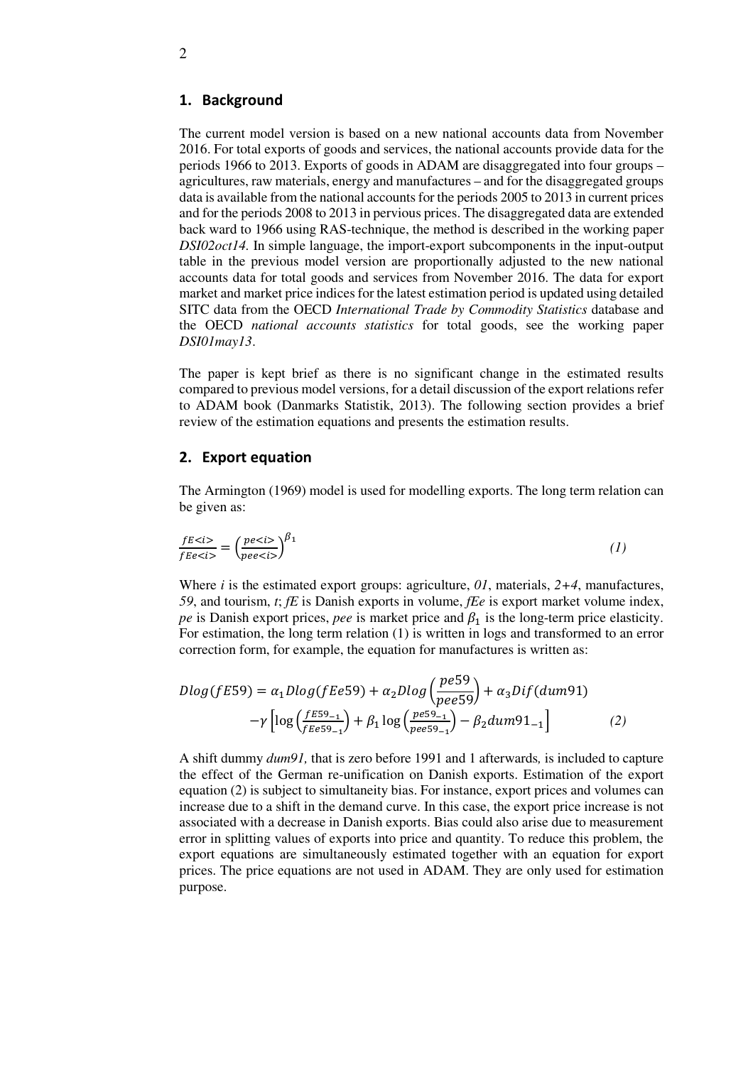## 1. Background

The current model version is based on a new national accounts data from November 2016. For total exports of goods and services, the national accounts provide data for the periods 1966 to 2013. Exports of goods in ADAM are disaggregated into four groups – agricultures, raw materials, energy and manufactures – and for the disaggregated groups data is available from the national accounts for the periods 2005 to 2013 in current prices and for the periods 2008 to 2013 in pervious prices. The disaggregated data are extended back ward to 1966 using RAS-technique, the method is described in the working paper *DSI02oct14*. In simple language, the import-export subcomponents in the input-output table in the previous model version are proportionally adjusted to the new national accounts data for total goods and services from November 2016. The data for export market and market price indices for the latest estimation period is updated using detailed SITC data from the OECD *International Trade by Commodity Statistics* database and the OECD *national accounts statistics* for total goods, see the working paper *DSI01may13*.

The paper is kept brief as there is no significant change in the estimated results compared to previous model versions, for a detail discussion of the export relations refer to ADAM book (Danmarks Statistik, 2013). The following section provides a brief review of the estimation equations and presents the estimation results.

## 2. Export equation

The Armington (1969) model is used for modelling exports. The long term relation can be given as:

$$\frac{fE<i>}{fEe<i>} = \left(\frac{pe<i>}{pee<i>}\right)^{\beta_1} \qquad (1)$$

Where *i* is the estimated export groups: agriculture, *01*, materials, *2+4*, manufactures, *59*, and tourism, *t*; *fE* is Danish exports in volume, *fEe* is export market volume index, *pe* is Danish export prices, *pee* is market price and $\beta_1$ is the long-term price elasticity. For estimation, the long term relation (1) is written in logs and transformed to an error correction form, for example, the equation for manufactures is written as:

$$Dlog(fE59) = \alpha_1 Dlog(fEe59) + \alpha_2 Dlog\left(\frac{pe59}{pee59}\right) + \alpha_3 Dif(dum91) \\ -\gamma\left[\log\left(\frac{fE59_{-1}}{fEe59_{-1}}\right) + \beta_1 \log\left(\frac{pe59_{-1}}{pee59_{-1}}\right) - \beta_2 dum91_{-1}\right] \qquad (2)$$

A shift dummy *dum91,* that is zero before 1991 and 1 afterwards*,* is included to capture the effect of the German re-unification on Danish exports. Estimation of the export equation (2) is subject to simultaneity bias. For instance, export prices and volumes can increase due to a shift in the demand curve. In this case, the export price increase is not associated with a decrease in Danish exports. Bias could also arise due to measurement error in splitting values of exports into price and quantity. To reduce this problem, the export equations are simultaneously estimated together with an equation for export prices. The price equations are not used in ADAM. They are only used for estimation purpose.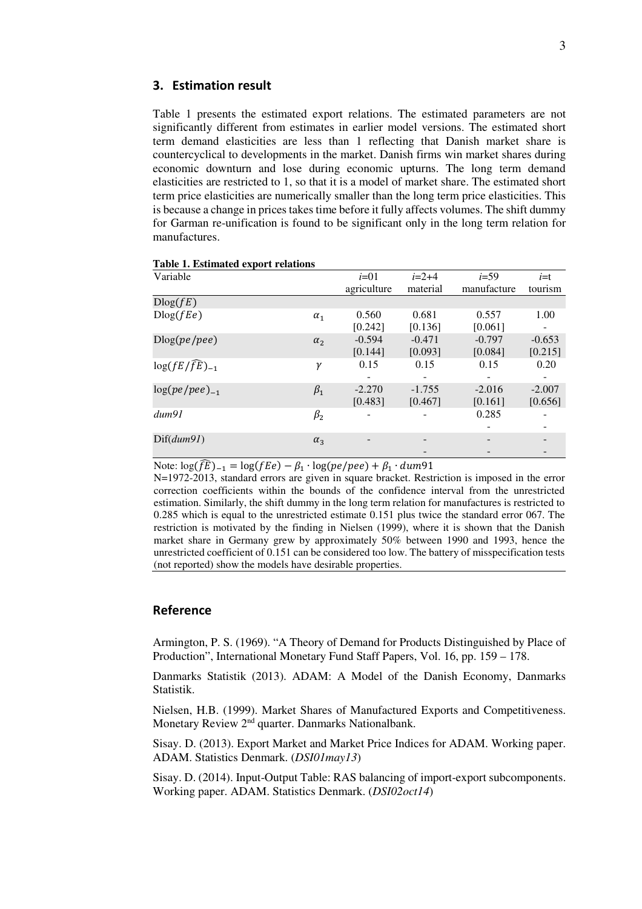## 3. Estimation result

Table 1 presents the estimated export relations. The estimated parameters are not significantly different from estimates in earlier model versions. The estimated short term demand elasticities are less than 1 reflecting that Danish market share is countercyclical to developments in the market. Danish firms win market shares during economic downturn and lose during economic upturns. The long term demand elasticities are restricted to 1, so that it is a model of market share. The estimated short term price elasticities are numerically smaller than the long term price elasticities. This is because a change in prices takes time before it fully affects volumes. The shift dummy for Garman re-unification is found to be significant only in the long term relation for manufactures.

**Table 1. Estimated export relations**

| Variable | | $i$=01<br>agriculture | $i$=2+4<br>material | $i$=59<br>manufacture | $i$=t<br>tourism |
|---|---|---|---|---|---|
| $\text{Dlog}(fE)$ | | | | | |
| $\text{Dlog}(fEe)$ | $\alpha_1$ | 0.560<br>[0.242] | 0.681<br>[0.136] | 0.557<br>[0.061] | 1.00<br>- |
| $\text{Dlog}(pe/pee)$ | $\alpha_2$ | -0.594<br>[0.144] | -0.471<br>[0.093] | -0.797<br>[0.084] | -0.653<br>[0.215] |
| $\log(fE/\widehat{fE})_{-1}$ | $\gamma$ | 0.15<br>- | 0.15<br>- | 0.15<br>- | 0.20<br>- |
| $\log(pe/pee)_{-1}$ | $\beta_1$ | -2.270<br>[0.483] | -1.755<br>[0.467] | -2.016<br>[0.161] | -2.007<br>[0.656] |
| *dum91* | $\beta_2$ | - | - | 0.285<br>- | -<br>- |
| Dif(*dum91*) | $\alpha_3$ | - | -<br>- | -<br>- | -<br>- |

Note: $\log(\widehat{fE})_{-1} = \log(fEe) - \beta_1 \cdot \log(pe/pee) + \beta_1 \cdot dum91$

N=1972-2013, standard errors are given in square bracket. Restriction is imposed in the error correction coefficients within the bounds of the confidence interval from the unrestricted estimation. Similarly, the shift dummy in the long term relation for manufactures is restricted to 0.285 which is equal to the unrestricted estimate 0.151 plus twice the standard error 067. The restriction is motivated by the finding in Nielsen (1999), where it is shown that the Danish market share in Germany grew by approximately 50% between 1990 and 1993, hence the unrestricted coefficient of 0.151 can be considered too low. The battery of misspecification tests (not reported) show the models have desirable properties.

## Reference

Armington, P. S. (1969). "A Theory of Demand for Products Distinguished by Place of Production", International Monetary Fund Staff Papers, Vol. 16, pp. 159 – 178.

Danmarks Statistik (2013). ADAM: A Model of the Danish Economy, Danmarks Statistik.

Nielsen, H.B. (1999). Market Shares of Manufactured Exports and Competitiveness. Monetary Review 2nd quarter. Danmarks Nationalbank.

Sisay. D. (2013). Export Market and Market Price Indices for ADAM. Working paper. ADAM. Statistics Denmark. (*DSI01may13*)

Sisay. D. (2014). Input-Output Table: RAS balancing of import-export subcomponents. Working paper. ADAM. Statistics Denmark. (*DSI02oct14*)